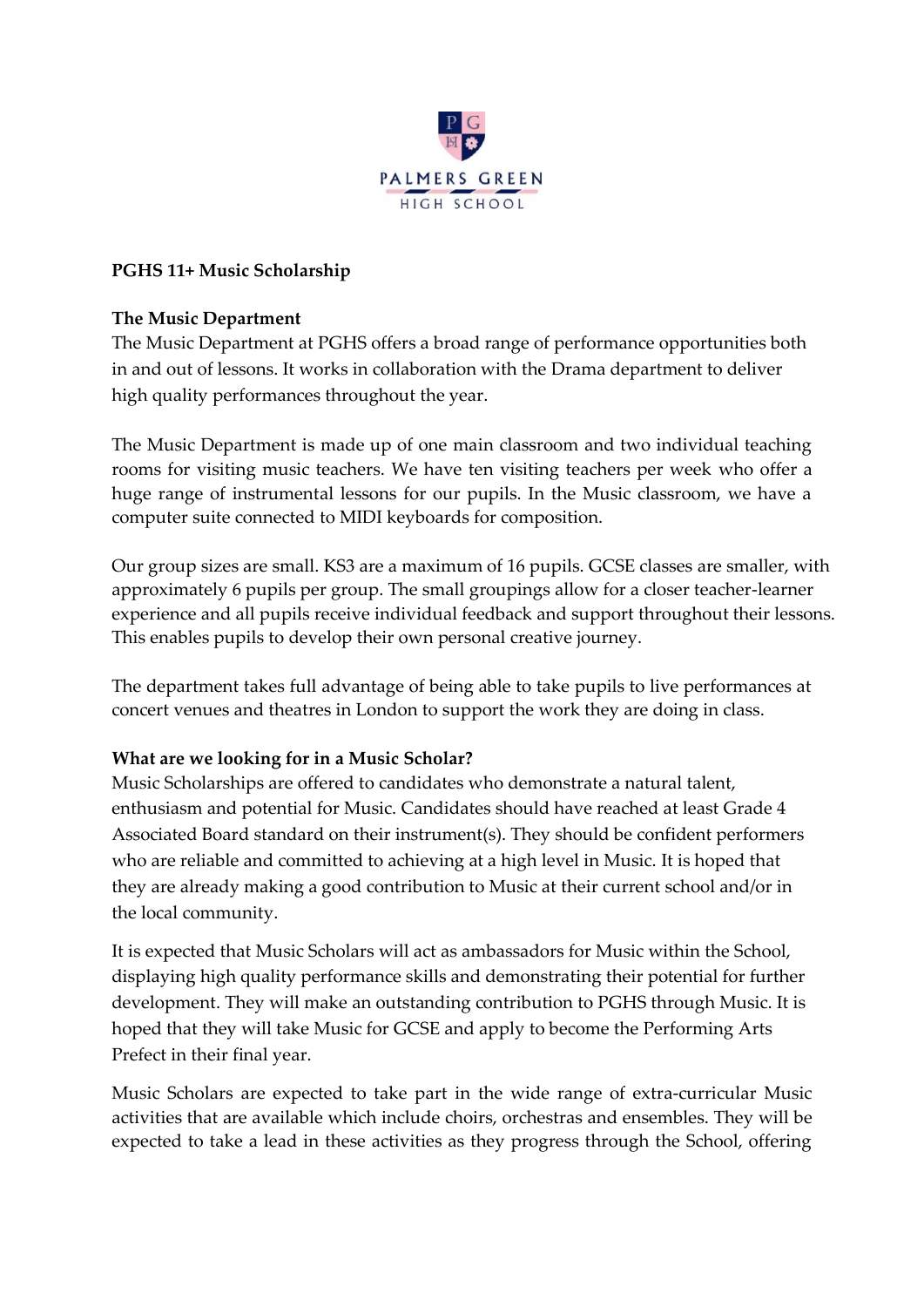PALMERS GREEN
HIGH SCHOOL

**PGHS 11+ Music Scholarship**

**The Music Department**

The Music Department at PGHS offers a broad range of performance opportunities both in and out of lessons. It works in collaboration with the Drama department to deliver high quality performances throughout the year.

The Music Department is made up of one main classroom and two individual teaching rooms for visiting music teachers. We have ten visiting teachers per week who offer a huge range of instrumental lessons for our pupils. In the Music classroom, we have a computer suite connected to MIDI keyboards for composition.

Our group sizes are small. KS3 are a maximum of 16 pupils. GCSE classes are smaller, with approximately 6 pupils per group. The small groupings allow for a closer teacher-learner experience and all pupils receive individual feedback and support throughout their lessons. This enables pupils to develop their own personal creative journey.

The department takes full advantage of being able to take pupils to live performances at concert venues and theatres in London to support the work they are doing in class.

**What are we looking for in a Music Scholar?**

Music Scholarships are offered to candidates who demonstrate a natural talent, enthusiasm and potential for Music. Candidates should have reached at least Grade 4 Associated Board standard on their instrument(s). They should be confident performers who are reliable and committed to achieving at a high level in Music. It is hoped that they are already making a good contribution to Music at their current school and/or in the local community.

It is expected that Music Scholars will act as ambassadors for Music within the School, displaying high quality performance skills and demonstrating their potential for further development. They will make an outstanding contribution to PGHS through Music. It is hoped that they will take Music for GCSE and apply to become the Performing Arts Prefect in their final year.

Music Scholars are expected to take part in the wide range of extra-curricular Music activities that are available which include choirs, orchestras and ensembles. They will be expected to take a lead in these activities as they progress through the School, offering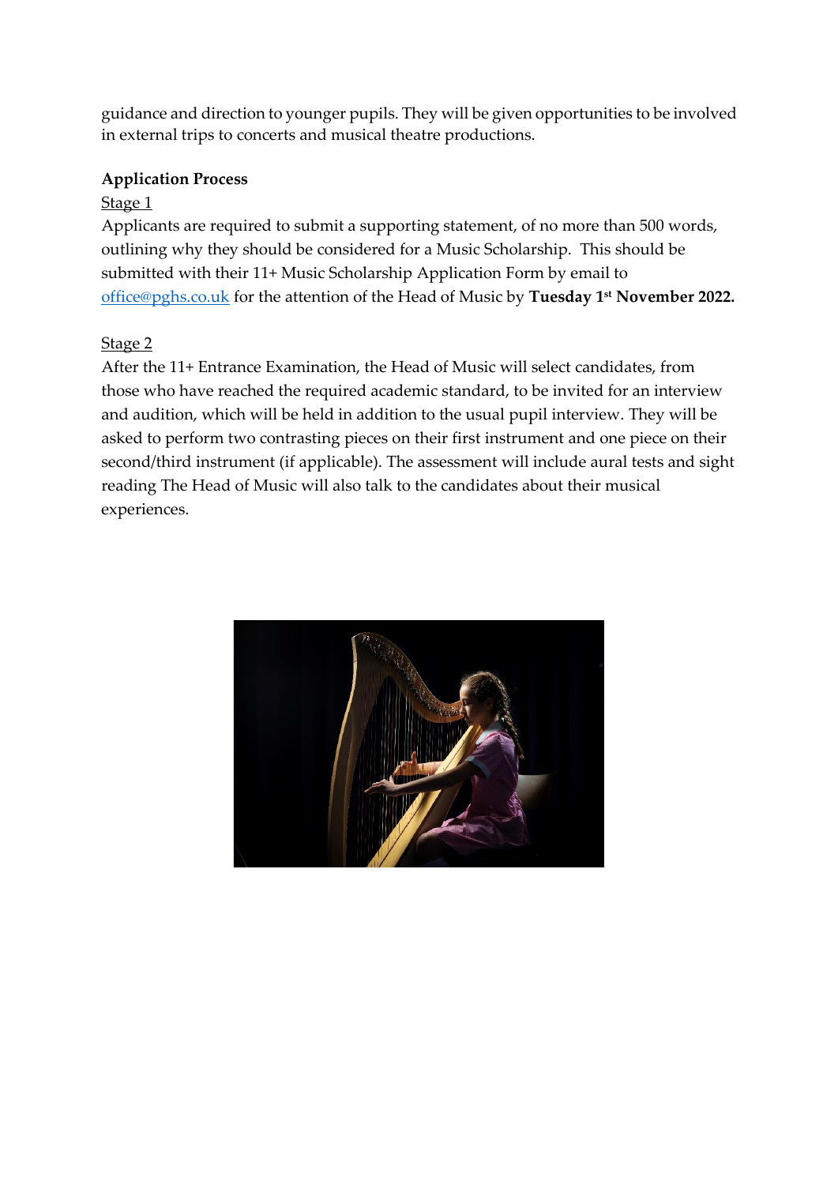guidance and direction to younger pupils. They will be given opportunities to be involved in external trips to concerts and musical theatre productions.

**Application Process**

Stage 1

Applicants are required to submit a supporting statement, of no more than 500 words, outlining why they should be considered for a Music Scholarship. This should be submitted with their 11+ Music Scholarship Application Form by email to office@pghs.co.uk for the attention of the Head of Music by **Tuesday 1st November 2022.**

Stage 2

After the 11+ Entrance Examination, the Head of Music will select candidates, from those who have reached the required academic standard, to be invited for an interview and audition, which will be held in addition to the usual pupil interview. They will be asked to perform two contrasting pieces on their first instrument and one piece on their second/third instrument (if applicable). The assessment will include aural tests and sight reading The Head of Music will also talk to the candidates about their musical experiences.